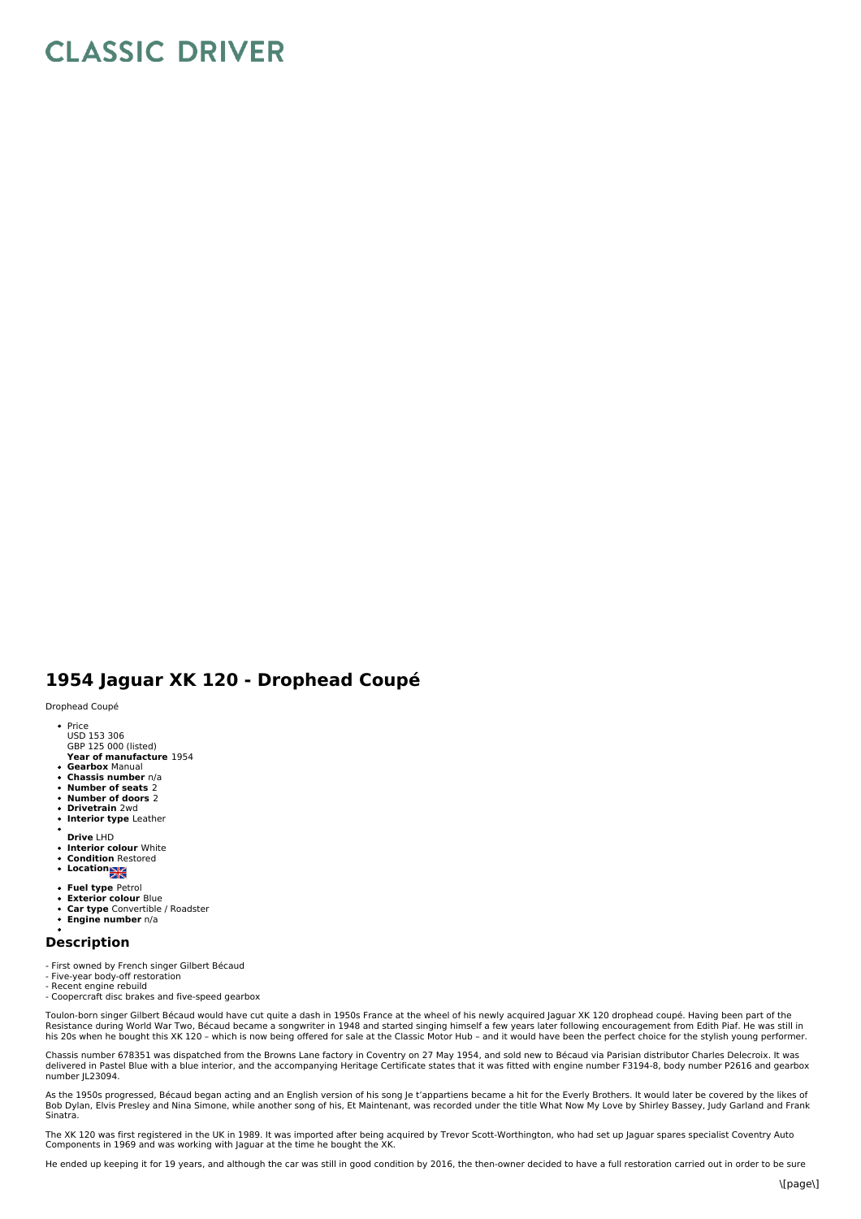# CLASSIC DRIVER

## 1954 Jaguar XK 120 - Drophead Coupé

Drophead Coupé

- Price
  USD 153 306
  GBP 125 000 (listed)
- **Year of manufacture** 1954
- **Gearbox** Manual
- **Chassis number** n/a
- **Number of seats** 2
- **Number of doors** 2
- **Drivetrain** 2wd
- **Interior type** Leather
- **Drive** LHD
- **Interior colour** White
- **Condition** Restored
- **Location**
- **Fuel type** Petrol
- **Exterior colour** Blue
- **Car type** Convertible / Roadster
- **Engine number** n/a

### Description

- First owned by French singer Gilbert Bécaud
- Five-year body-off restoration
- Recent engine rebuild
- Coopercraft disc brakes and five-speed gearbox

Toulon-born singer Gilbert Bécaud would have cut quite a dash in 1950s France at the wheel of his newly acquired Jaguar XK 120 drophead coupé. Having been part of the Resistance during World War Two, Bécaud became a songwriter in 1948 and started singing himself a few years later following encouragement from Edith Piaf. He was still in his 20s when he bought this XK 120 – which is now being offered for sale at the Classic Motor Hub – and it would have been the perfect choice for the stylish young performer.

Chassis number 678351 was dispatched from the Browns Lane factory in Coventry on 27 May 1954, and sold new to Bécaud via Parisian distributor Charles Delecroix. It was delivered in Pastel Blue with a blue interior, and the accompanying Heritage Certificate states that it was fitted with engine number F3194-8, body number P2616 and gearbox number JL23094.

As the 1950s progressed, Bécaud began acting and an English version of his song Je t'appartiens became a hit for the Everly Brothers. It would later be covered by the likes of Bob Dylan, Elvis Presley and Nina Simone, while another song of his, Et Maintenant, was recorded under the title What Now My Love by Shirley Bassey, Judy Garland and Frank Sinatra.

The XK 120 was first registered in the UK in 1989. It was imported after being acquired by Trevor Scott-Worthington, who had set up Jaguar spares specialist Coventry Auto Components in 1969 and was working with Jaguar at the time he bought the XK.

He ended up keeping it for 19 years, and although the car was still in good condition by 2016, the then-owner decided to have a full restoration carried out in order to be sure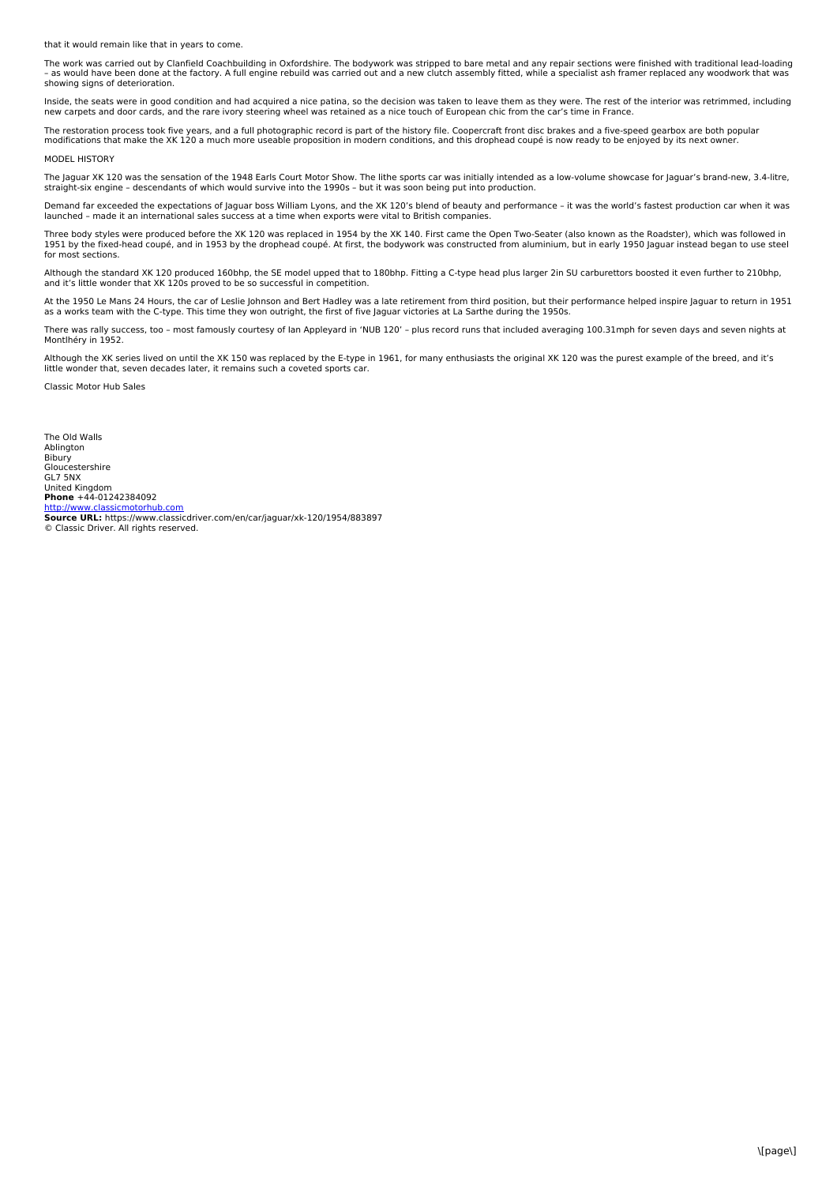that it would remain like that in years to come.

The work was carried out by Clanfield Coachbuilding in Oxfordshire. The bodywork was stripped to bare metal and any repair sections were finished with traditional lead-loading – as would have been done at the factory. A full engine rebuild was carried out and a new clutch assembly fitted, while a specialist ash framer replaced any woodwork that was showing signs of deterioration.

Inside, the seats were in good condition and had acquired a nice patina, so the decision was taken to leave them as they were. The rest of the interior was retrimmed, including new carpets and door cards, and the rare ivory steering wheel was retained as a nice touch of European chic from the car's time in France.

The restoration process took five years, and a full photographic record is part of the history file. Coopercraft front disc brakes and a five-speed gearbox are both popular modifications that make the XK 120 a much more useable proposition in modern conditions, and this drophead coupé is now ready to be enjoyed by its next owner.

MODEL HISTORY

The Jaguar XK 120 was the sensation of the 1948 Earls Court Motor Show. The lithe sports car was initially intended as a low-volume showcase for Jaguar's brand-new, 3.4-litre, straight-six engine – descendants of which would survive into the 1990s – but it was soon being put into production.

Demand far exceeded the expectations of Jaguar boss William Lyons, and the XK 120's blend of beauty and performance – it was the world's fastest production car when it was launched – made it an international sales success at a time when exports were vital to British companies.

Three body styles were produced before the XK 120 was replaced in 1954 by the XK 140. First came the Open Two-Seater (also known as the Roadster), which was followed in 1951 by the fixed-head coupé, and in 1953 by the drophead coupé. At first, the bodywork was constructed from aluminium, but in early 1950 Jaguar instead began to use steel for most sections.

Although the standard XK 120 produced 160bhp, the SE model upped that to 180bhp. Fitting a C-type head plus larger 2in SU carburettors boosted it even further to 210bhp, and it's little wonder that XK 120s proved to be so successful in competition.

At the 1950 Le Mans 24 Hours, the car of Leslie Johnson and Bert Hadley was a late retirement from third position, but their performance helped inspire Jaguar to return in 1951 as a works team with the C-type. This time they won outright, the first of five Jaguar victories at La Sarthe during the 1950s.

There was rally success, too – most famously courtesy of Ian Appleyard in 'NUB 120' – plus record runs that included averaging 100.31mph for seven days and seven nights at Montlhéry in 1952.

Although the XK series lived on until the XK 150 was replaced by the E-type in 1961, for many enthusiasts the original XK 120 was the purest example of the breed, and it's little wonder that, seven decades later, it remains such a coveted sports car.

Classic Motor Hub Sales

The Old Walls  
Ablington  
Bibury  
Gloucestershire  
GL7 5NX  
United Kingdom  
**Phone** +44-01242384092  
http://www.classicmotorhub.com  
**Source URL:** https://www.classicdriver.com/en/car/jaguar/xk-120/1954/883897  
© Classic Driver. All rights reserved.